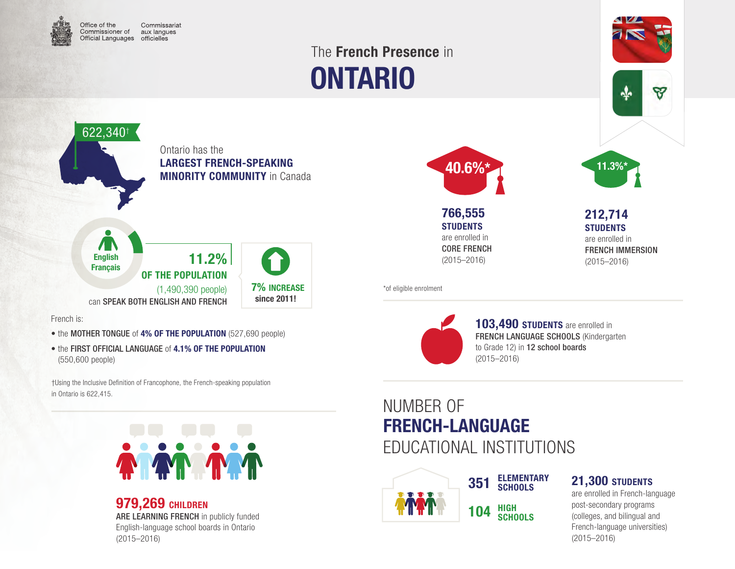Office of the Commissioner of Official Languages | Commissariat aux langues officielles

# The **French Presence** in ONTARIO

622,340†

Ontario has the **LARGEST FRENCH-SPEAKING MINORITY COMMUNITY** in Canada

English Français

**11.2% OF THE POPULATION** (1,490,390 people) can **SPEAK BOTH ENGLISH AND FRENCH**

**7% INCREASE since 2011!**

French is:

- the **MOTHER TONGUE** of **4% OF THE POPULATION** (527,690 people)
- the **FIRST OFFICIAL LANGUAGE** of **4.1% OF THE POPULATION** (550,600 people)

†Using the Inclusive Definition of Francophone, the French-speaking population in Ontario is 622,415.

**979,269 CHILDREN ARE LEARNING FRENCH** in publicly funded English-language school boards in Ontario (2015–2016)

40.6%*

**766,555 STUDENTS** are enrolled in **CORE FRENCH** (2015–2016)

11.3%*

**212,714 STUDENTS** are enrolled in **FRENCH IMMERSION** (2015–2016)

*of eligible enrolment

**103,490 STUDENTS** are enrolled in **FRENCH LANGUAGE SCHOOLS** (Kindergarten to Grade 12) in **12 school boards** (2015–2016)

## NUMBER OF **FRENCH-LANGUAGE** EDUCATIONAL INSTITUTIONS

**351 ELEMENTARY SCHOOLS**

**104 HIGH SCHOOLS**

**21,300 STUDENTS** are enrolled in French-language post-secondary programs (colleges, and bilingual and French-language universities) (2015–2016)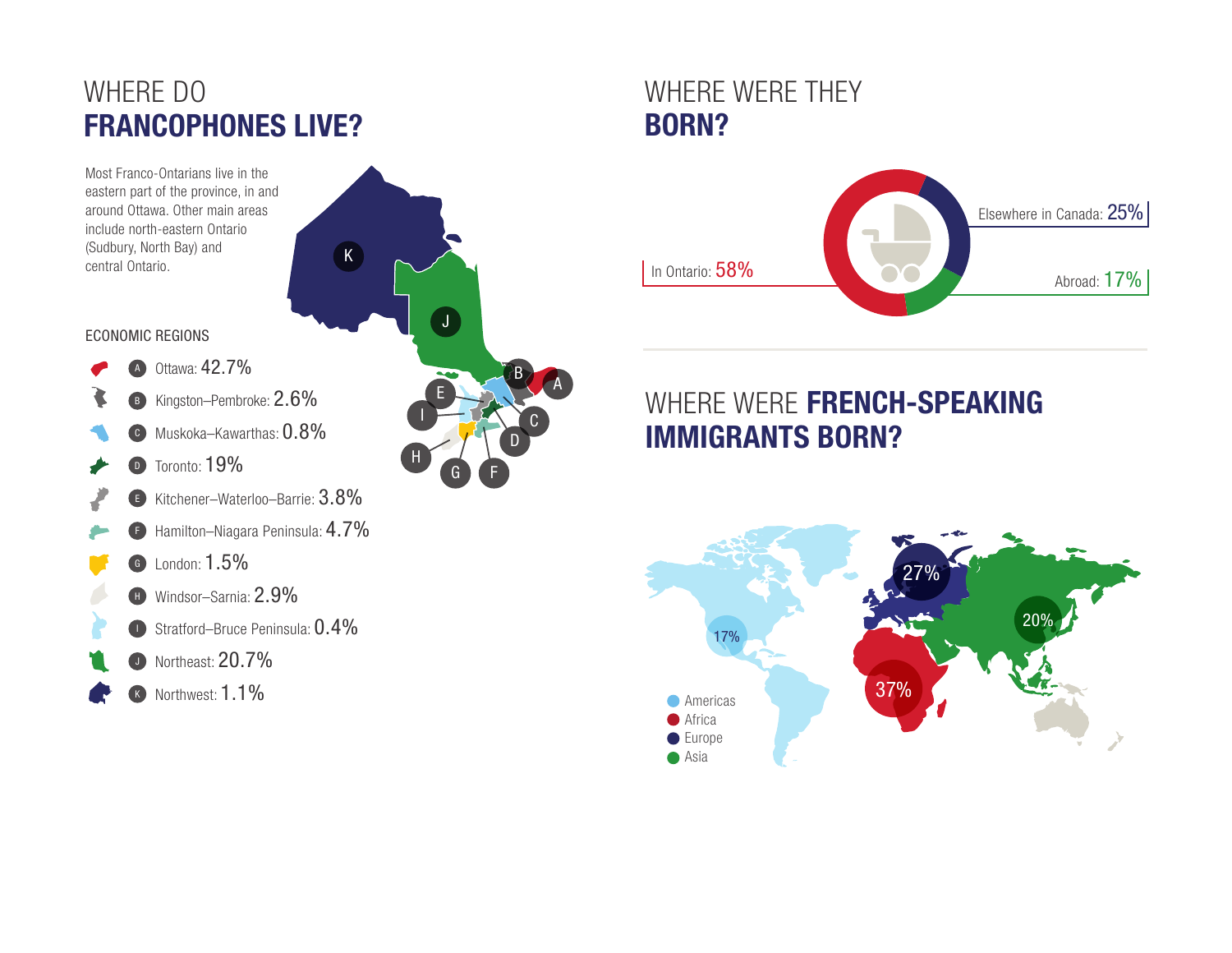## WHERE DO **FRANCOPHONES LIVE?**

Most Franco-Ontarians live in the eastern part of the province, in and around Ottawa. Other main areas include north-eastern Ontario (Sudbury, North Bay) and central Ontario.

### ECONOMIC REGIONS

- A Ottawa: 42.7%
- B Kingston–Pembroke: 2.6%
- C Muskoka–Kawarthas: 0.8%
- D Toronto: 19%
- E Kitchener–Waterloo–Barrie: 3.8%
- F Hamilton–Niagara Peninsula: 4.7%
- G London: 1.5%
- H Windsor–Sarnia: 2.9%
- I Stratford–Bruce Peninsula: 0.4%
- J Northeast: 20.7%
- K Northwest: 1.1%

## WHERE WERE THEY **BORN?**

- In Ontario: 58%
- Elsewhere in Canada: 25%
- Abroad: 17%

## WHERE WERE **FRENCH-SPEAKING IMMIGRANTS BORN?**

- Americas: 17%
- Africa: 37%
- Europe: 27%
- Asia: 20%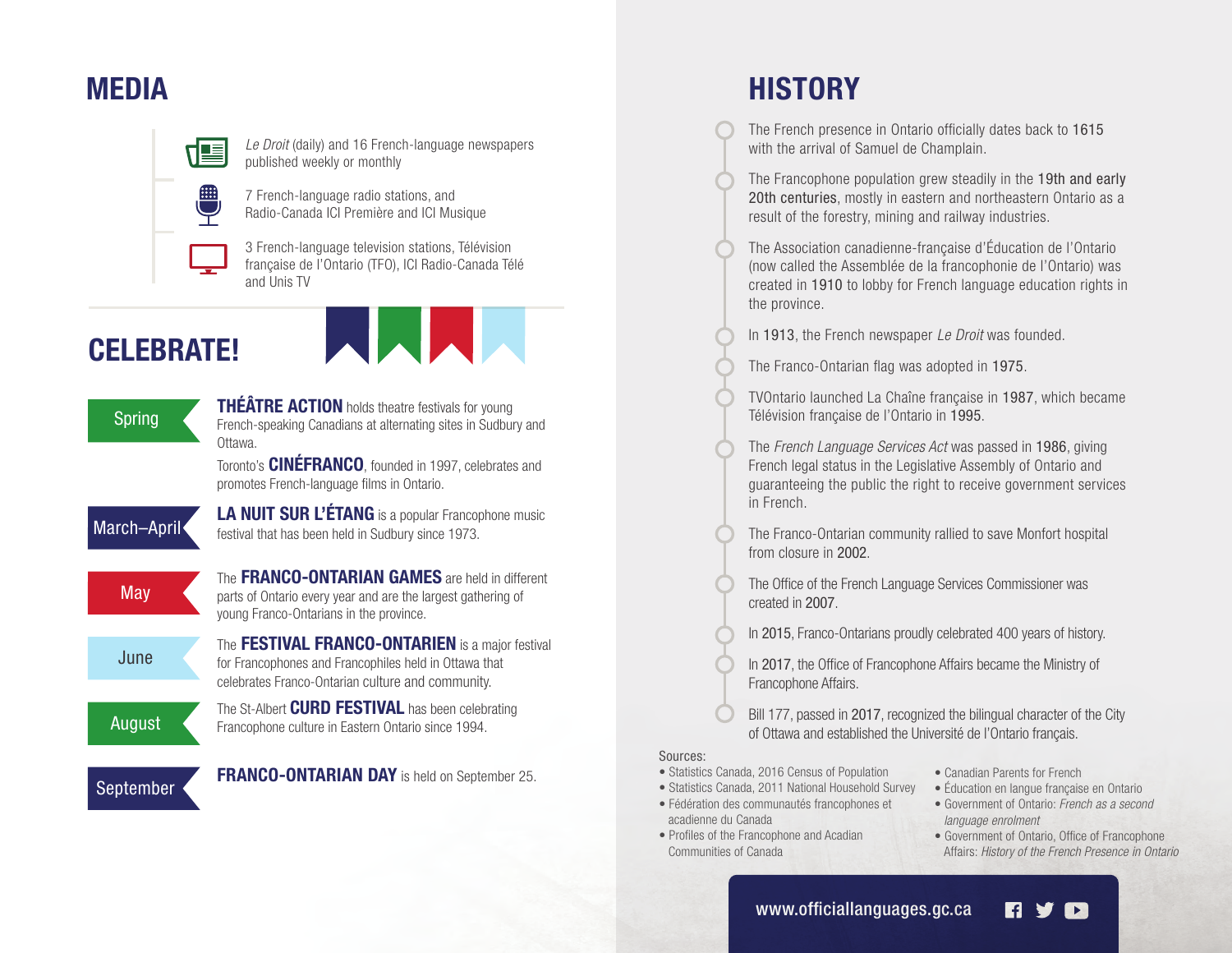## MEDIA

- *Le Droit* (daily) and 16 French-language newspapers published weekly or monthly
- 7 French-language radio stations, and Radio-Canada ICI Première and ICI Musique
- 3 French-language television stations, Télévision française de l'Ontario (TFO), ICI Radio-Canada Télé and Unis TV

## CELEBRATE!

**Spring**

**THÉÂTRE ACTION** holds theatre festivals for young French-speaking Canadians at alternating sites in Sudbury and Ottawa.

Toronto's **CINÉFRANCO**, founded in 1997, celebrates and promotes French-language films in Ontario.

**March–April**

**LA NUIT SUR L'ÉTANG** is a popular Francophone music festival that has been held in Sudbury since 1973.

**May**

The **FRANCO-ONTARIAN GAMES** are held in different parts of Ontario every year and are the largest gathering of young Franco-Ontarians in the province.

**June**

The **FESTIVAL FRANCO-ONTARIEN** is a major festival for Francophones and Francophiles held in Ottawa that celebrates Franco-Ontarian culture and community.

**August**

The St-Albert **CURD FESTIVAL** has been celebrating Francophone culture in Eastern Ontario since 1994.

**September**

**FRANCO-ONTARIAN DAY** is held on September 25.

## HISTORY

- The French presence in Ontario officially dates back to 1615 with the arrival of Samuel de Champlain.
- The Francophone population grew steadily in the 19th and early 20th centuries, mostly in eastern and northeastern Ontario as a result of the forestry, mining and railway industries.
- The Association canadienne-française d'Éducation de l'Ontario (now called the Assemblée de la francophonie de l'Ontario) was created in 1910 to lobby for French language education rights in the province.
- In 1913, the French newspaper *Le Droit* was founded.
- The Franco-Ontarian flag was adopted in 1975.
- TVOntario launched La Chaîne française in 1987, which became Télévision française de l'Ontario in 1995.
- The *French Language Services Act* was passed in 1986, giving French legal status in the Legislative Assembly of Ontario and guaranteeing the public the right to receive government services in French.
- The Franco-Ontarian community rallied to save Monfort hospital from closure in 2002.
- The Office of the French Language Services Commissioner was created in 2007.
- In 2015, Franco-Ontarians proudly celebrated 400 years of history.
- In 2017, the Office of Francophone Affairs became the Ministry of Francophone Affairs.
- Bill 177, passed in 2017, recognized the bilingual character of the City of Ottawa and established the Université de l'Ontario français.

Sources:

- Statistics Canada, 2016 Census of Population
- Statistics Canada, 2011 National Household Survey
- Fédération des communautés francophones et acadienne du Canada
- Profiles of the Francophone and Acadian Communities of Canada
- Canadian Parents for French
- Éducation en langue française en Ontario
- Government of Ontario: *French as a second language enrolment*
- Government of Ontario, Office of Francophone Affairs: *History of the French Presence in Ontario*

www.officiallanguages.gc.ca